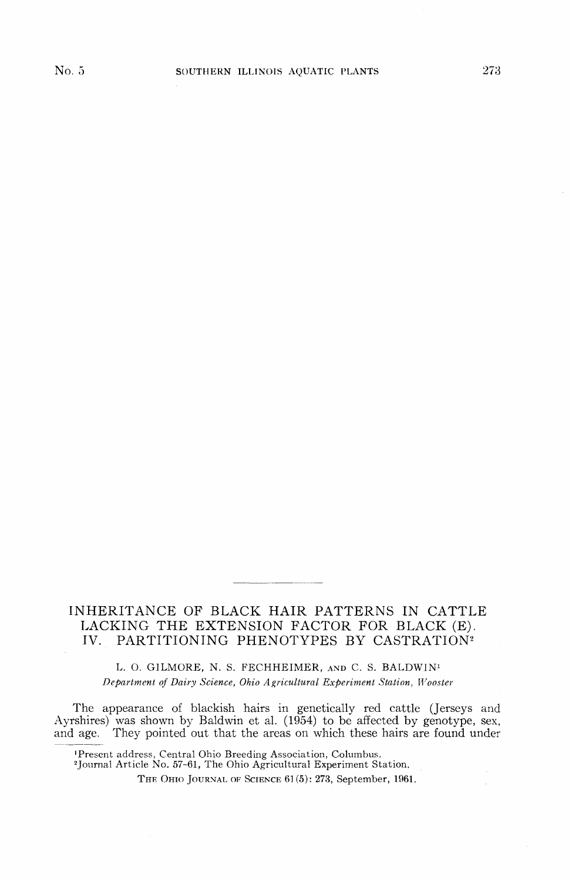# INHERITANCE OF BLACK HAIR PATTERNS IN CATTLE LACKING THE EXTENSION FACTOR FOR BLACK (E). IV. PARTITIONING PHENOTYPES BY CASTRATION[2]

L. O. GILMORE, N. S. FECHHEIMER, AND C. S. BALDWIN[1]

*Department of Dairy Science, Ohio Agricultural Experiment Station, Wooster*

The appearance of blackish hairs in genetically red cattle (Jerseys and Ayrshires) was shown by Baldwin et al. (1954) to be affected by genotype, sex, and age. They pointed out that the areas on which these hairs are found under

[1]Present address, Central Ohio Breeding Association, Columbus.

[2]Journal Article No. 57-61, The Ohio Agricultural Experiment Station.

THE OHIO JOURNAL OF SCIENCE 61(5): 273, September, 1961.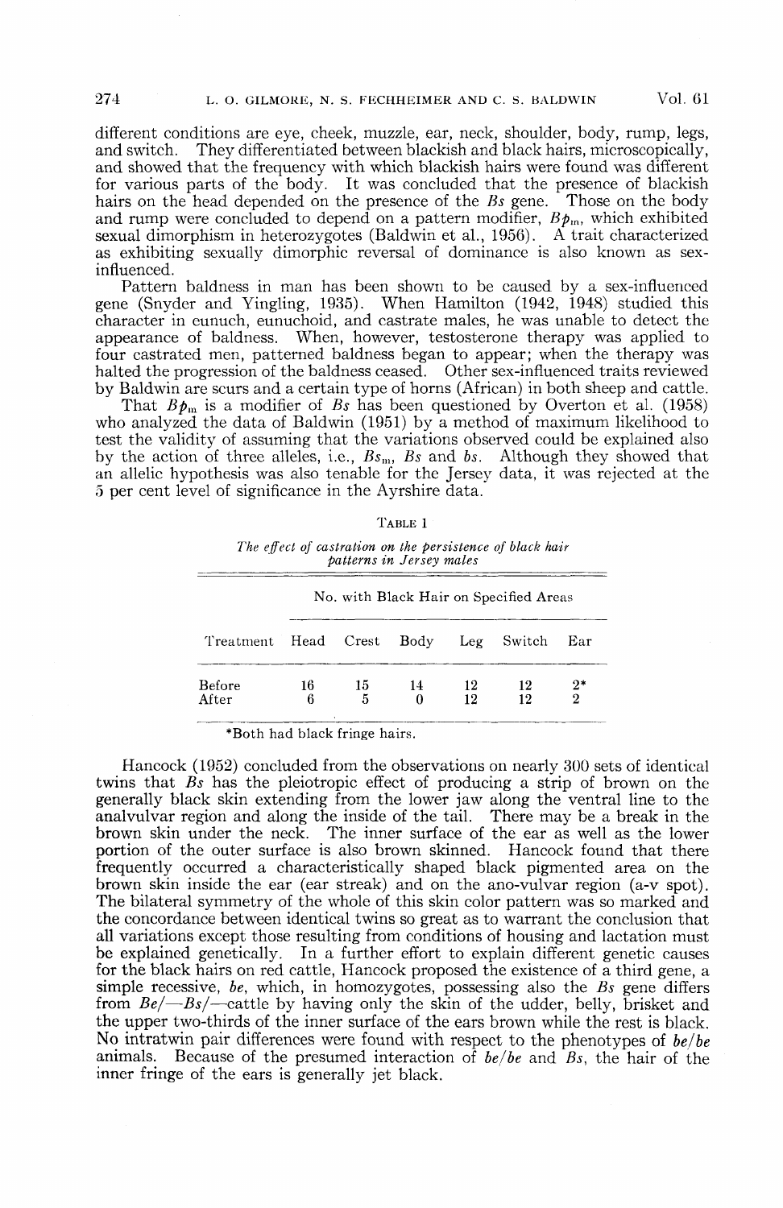different conditions are eye, cheek, muzzle, ear, neck, shoulder, body, rump, legs, and switch. They differentiated between blackish and black hairs, microscopically, and showed that the frequency with which blackish hairs were found was different for various parts of the body. It was concluded that the presence of blackish hairs on the head depended on the presence of the *Bs* gene. Those on the body and rump were concluded to depend on a pattern modifier, $Bp_m$, which exhibited sexual dimorphism in heterozygotes (Baldwin et al., 1956). A trait characterized as exhibiting sexually dimorphic reversal of dominance is also known as sex-influenced.

Pattern baldness in man has been shown to be caused by a sex-influenced gene (Snyder and Yingling, 1935). When Hamilton (1942, 1948) studied this character in eunuch, eunuchoid, and castrate males, he was unable to detect the appearance of baldness. When, however, testosterone therapy was applied to four castrated men, patterned baldness began to appear; when the therapy was halted the progression of the baldness ceased. Other sex-influenced traits reviewed by Baldwin are scurs and a certain type of horns (African) in both sheep and cattle.

That $Bp_m$ is a modifier of *Bs* has been questioned by Overton et al. (1958) who analyzed the data of Baldwin (1951) by a method of maximum likelihood to test the validity of assuming that the variations observed could be explained also by the action of three alleles, i.e., $Bs_m$, *Bs* and *bs*. Although they showed that an allelic hypothesis was also tenable for the Jersey data, it was rejected at the 5 per cent level of significance in the Ayrshire data.

TABLE 1

*The effect of castration on the persistence of black hair patterns in Jersey males*

| Treatment | No. with Black Hair on Specified Areas | | | | | |
|---|---|---|---|---|---|---|
| | Head | Crest | Body | Leg | Switch | Ear |
| Before | 16 | 15 | 14 | 12 | 12 | 2* |
| After | 6 | 5 | 0 | 12 | 12 | 2 |

*Both had black fringe hairs.

Hancock (1952) concluded from the observations on nearly 300 sets of identical twins that *Bs* has the pleiotropic effect of producing a strip of brown on the generally black skin extending from the lower jaw along the ventral line to the analvulvar region and along the inside of the tail. There may be a break in the brown skin under the neck. The inner surface of the ear as well as the lower portion of the outer surface is also brown skinned. Hancock found that there frequently occurred a characteristically shaped black pigmented area on the brown skin inside the ear (ear streak) and on the ano-vulvar region (a-v spot). The bilateral symmetry of the whole of this skin color pattern was so marked and the concordance between identical twins so great as to warrant the conclusion that all variations except those resulting from conditions of housing and lactation must be explained genetically. In a further effort to explain different genetic causes for the black hairs on red cattle, Hancock proposed the existence of a third gene, a simple recessive, *be*, which, in homozygotes, possessing also the *Bs* gene differs from *Be/—Bs/—*cattle by having only the skin of the udder, belly, brisket and the upper two-thirds of the inner surface of the ears brown while the rest is black. No intratwin pair differences were found with respect to the phenotypes of *be/be* animals. Because of the presumed interaction of *be/be* and *Bs*, the hair of the inner fringe of the ears is generally jet black.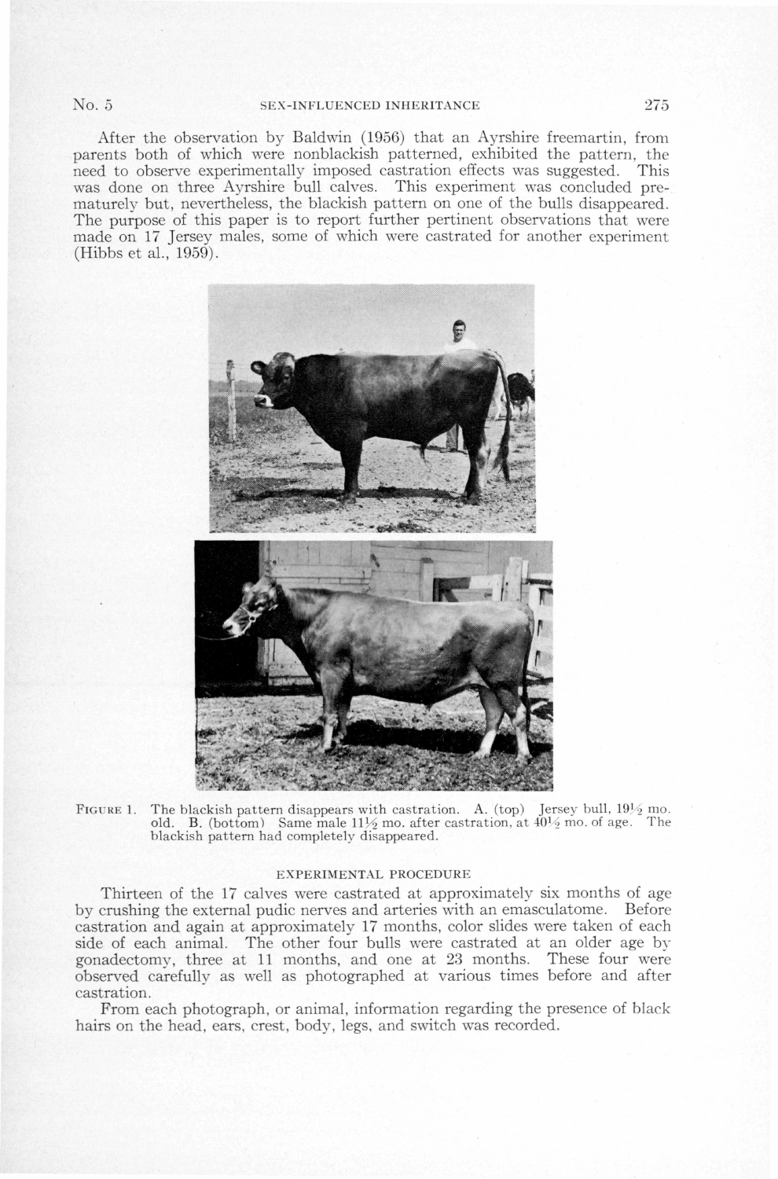After the observation by Baldwin (1956) that an Ayrshire freemartin, from parents both of which were nonblackish patterned, exhibited the pattern, the need to observe experimentally imposed castration effects was suggested. This was done on three Ayrshire bull calves. This experiment was concluded prematurely but, nevertheless, the blackish pattern on one of the bulls disappeared. The purpose of this paper is to report further pertinent observations that were made on 17 Jersey males, some of which were castrated for another experiment (Hibbs et al., 1959).

FIGURE 1. The blackish pattern disappears with castration. A. (top) Jersey bull, 19½ mo. old. B. (bottom) Same male 11½ mo. after castration, at 40½ mo. of age. The blackish pattern had completely disappeared.

## EXPERIMENTAL PROCEDURE

Thirteen of the 17 calves were castrated at approximately six months of age by crushing the external pudic nerves and arteries with an emasculatome. Before castration and again at approximately 17 months, color slides were taken of each side of each animal. The other four bulls were castrated at an older age by gonadectomy, three at 11 months, and one at 23 months. These four were observed carefully as well as photographed at various times before and after castration.

From each photograph, or animal, information regarding the presence of black hairs on the head, ears, crest, body, legs, and switch was recorded.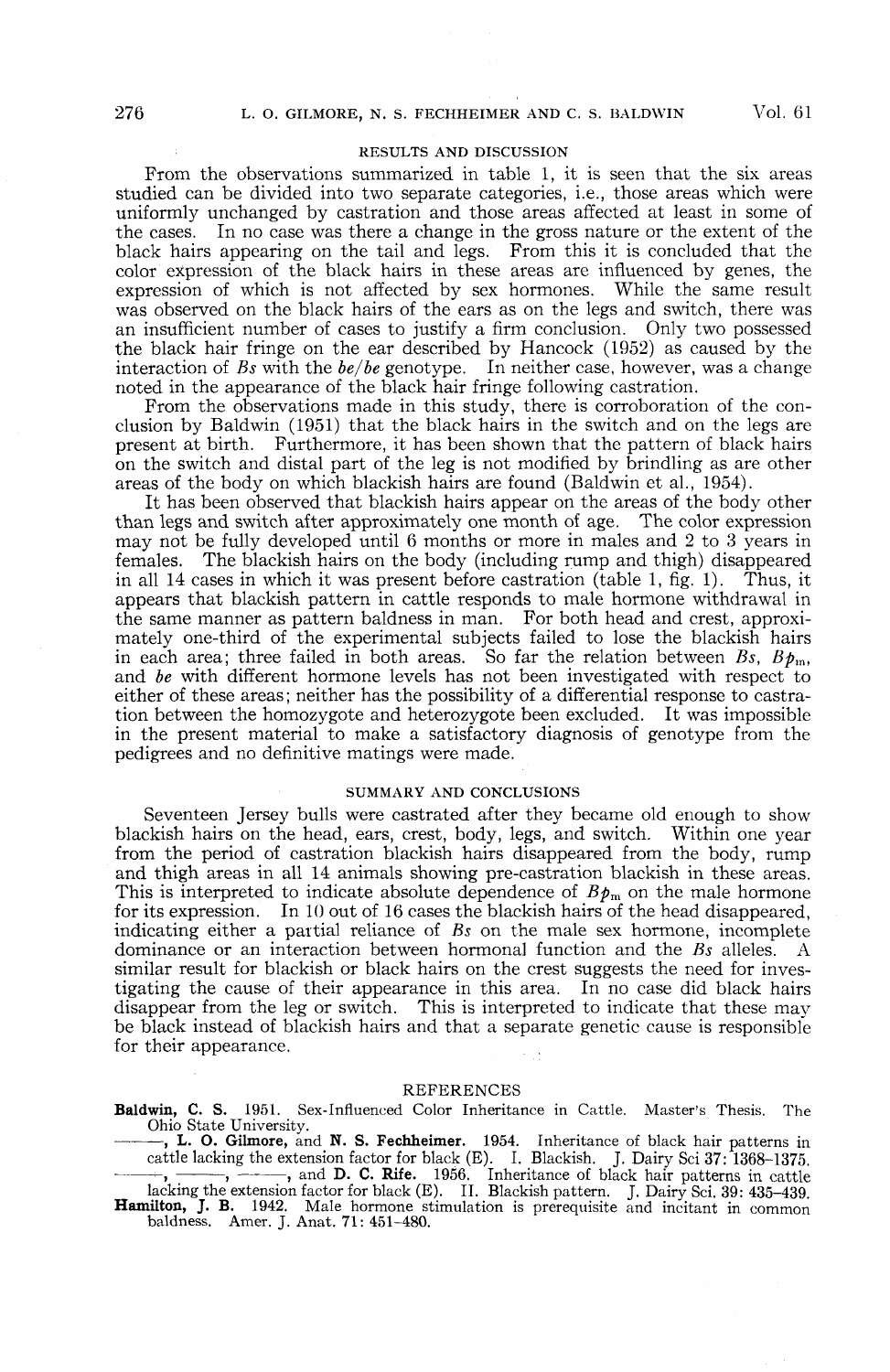## RESULTS AND DISCUSSION

From the observations summarized in table 1, it is seen that the six areas studied can be divided into two separate categories, i.e., those areas which were uniformly unchanged by castration and those areas affected at least in some of the cases. In no case was there a change in the gross nature or the extent of the black hairs appearing on the tail and legs. From this it is concluded that the color expression of the black hairs in these areas are influenced by genes, the expression of which is not affected by sex hormones. While the same result was observed on the black hairs of the ears as on the legs and switch, there was an insufficient number of cases to justify a firm conclusion. Only two possessed the black hair fringe on the ear described by Hancock (1952) as caused by the interaction of *Bs* with the *be/be* genotype. In neither case, however, was a change noted in the appearance of the black hair fringe following castration.

From the observations made in this study, there is corroboration of the conclusion by Baldwin (1951) that the black hairs in the switch and on the legs are present at birth. Furthermore, it has been shown that the pattern of black hairs on the switch and distal part of the leg is not modified by brindling as are other areas of the body on which blackish hairs are found (Baldwin et al., 1954).

It has been observed that blackish hairs appear on the areas of the body other than legs and switch after approximately one month of age. The color expression may not be fully developed until 6 months or more in males and 2 to 3 years in females. The blackish hairs on the body (including rump and thigh) disappeared in all 14 cases in which it was present before castration (table 1, fig. 1). Thus, it appears that blackish pattern in cattle responds to male hormone withdrawal in the same manner as pattern baldness in man. For both head and crest, approximately one-third of the experimental subjects failed to lose the blackish hairs in each area; three failed in both areas. So far the relation between *Bs*, $Bp_m$, and *be* with different hormone levels has not been investigated with respect to either of these areas; neither has the possibility of a differential response to castration between the homozygote and heterozygote been excluded. It was impossible in the present material to make a satisfactory diagnosis of genotype from the pedigrees and no definitive matings were made.

## SUMMARY AND CONCLUSIONS

Seventeen Jersey bulls were castrated after they became old enough to show blackish hairs on the head, ears, crest, body, legs, and switch. Within one year from the period of castration blackish hairs disappeared from the body, rump and thigh areas in all 14 animals showing pre-castration blackish in these areas. This is interpreted to indicate absolute dependence of $Bp_m$ on the male hormone for its expression. In 10 out of 16 cases the blackish hairs of the head disappeared, indicating either a partial reliance of *Bs* on the male sex hormone, incomplete dominance or an interaction between hormonal function and the *Bs* alleles. A similar result for blackish or black hairs on the crest suggests the need for investigating the cause of their appearance in this area. In no case did black hairs disappear from the leg or switch. This is interpreted to indicate that these may be black instead of blackish hairs and that a separate genetic cause is responsible for their appearance.

## REFERENCES

**Baldwin, C. S.** 1951. Sex-Influenced Color Inheritance in Cattle. Master's Thesis. The Ohio State University.

———, **L. O. Gilmore,** and **N. S. Fechheimer.** 1954. Inheritance of black hair patterns in cattle lacking the extension factor for black (E). I. Blackish. J. Dairy Sci 37: 1368–1375.

———, ———, ———, and **D. C. Rife.** 1956. Inheritance of black hair patterns in cattle lacking the extension factor for black (E). II. Blackish pattern. J. Dairy Sci. 39: 435–439.

**Hamilton, J. B.** 1942. Male hormone stimulation is prerequisite and incitant in common baldness. Amer. J. Anat. 71: 451–480.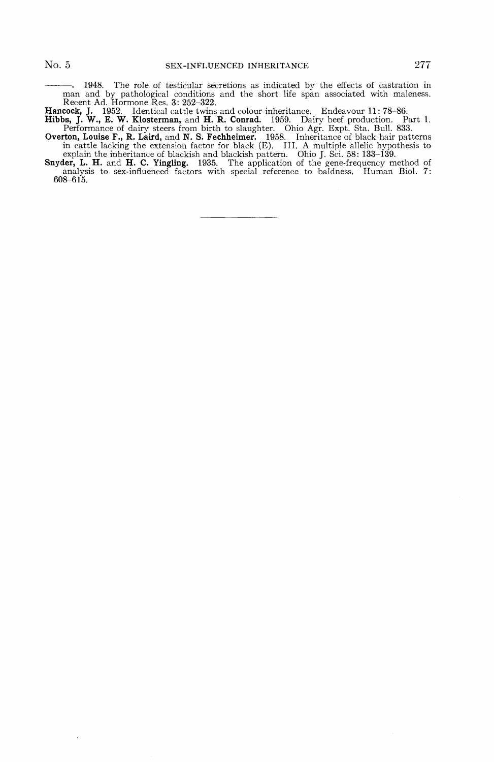———. 1948. The role of testicular secretions as indicated by the effects of castration in man and by pathological conditions and the short life span associated with maleness. Recent Ad. Hormone Res. 3: 252–322.

**Hancock, J.** 1952. Identical cattle twins and colour inheritance. Endeavour 11: 78–86.

**Hibbs, J. W., E. W. Klosterman,** and **H. R. Conrad.** 1959. Dairy beef production. Part 1. Performance of dairy steers from birth to slaughter. Ohio Agr. Expt. Sta. Bull. 833.

**Overton, Louise F., R. Laird,** and **N. S. Fechheimer.** 1958. Inheritance of black hair patterns in cattle lacking the extension factor for black (E). III. A multiple allelic hypothesis to explain the inheritance of blackish and blackish pattern. Ohio J. Sci. 58: 133–139.

**Snyder, L. H.** and **H. C. Yingling.** 1935. The application of the gene-frequency method of analysis to sex-influenced factors with special reference to baldness. Human Biol. 7: 608–615.